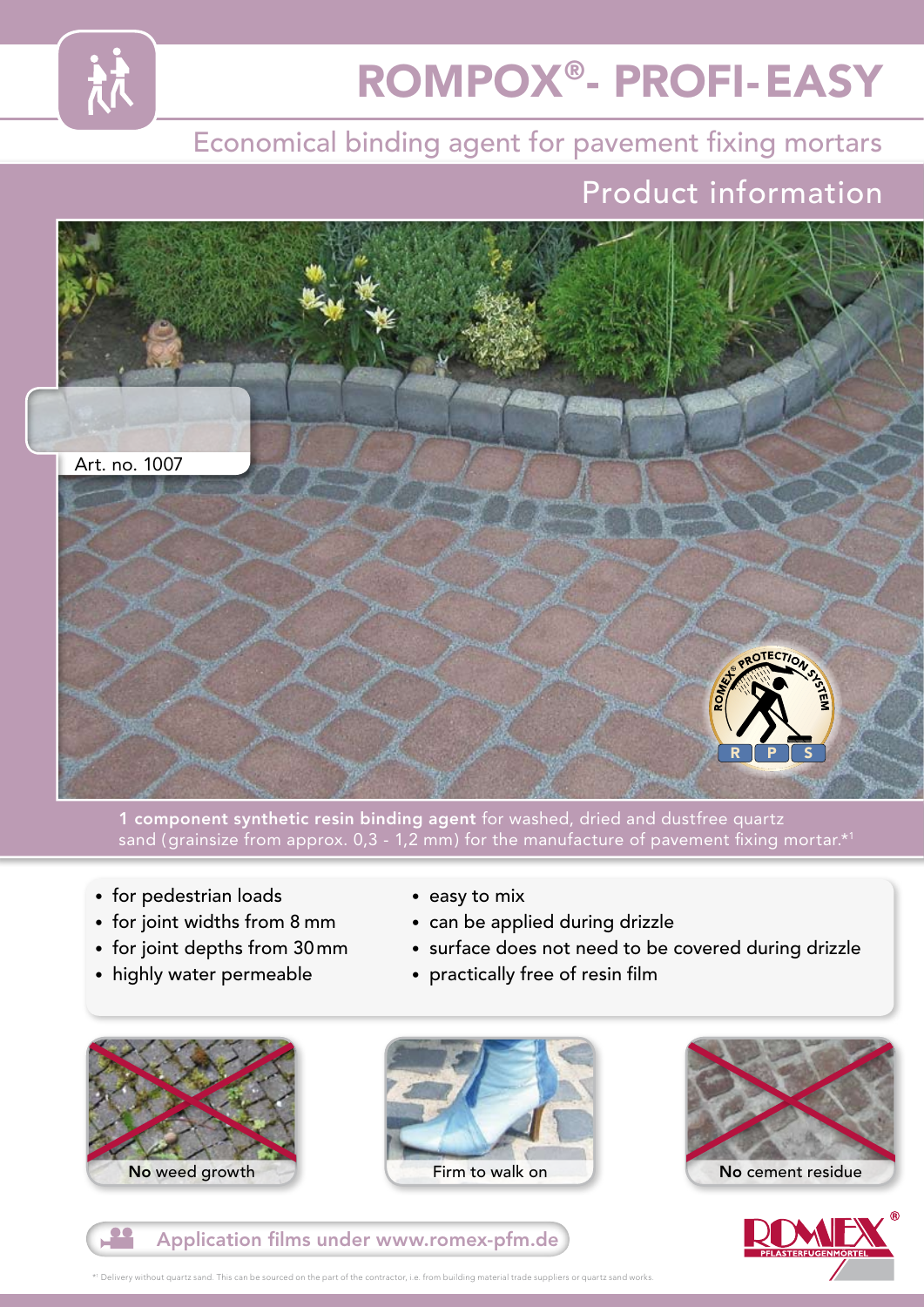# ROMPOX®- PROFI-EASY

## Economical binding agent for pavement fixing mortars

### Product information

Art. no. 1007

**1 component synthetic resin binding agent** for washed, dried and dustfree quartz sand (grainsize from approx. 0,3 - 1,2 mm) for the manufacture of pavement fixing mortar.*[1]

- for pedestrian loads
- for joint widths from 8 mm
- for joint depths from 30 mm
- highly water permeable
- easy to mix
- can be applied during drizzle
- surface does not need to be covered during drizzle
- practically free of resin film

**No** weed growth

Firm to walk on

**No** cement residue

Application films under www.romex-pfm.de

*[1] Delivery without quartz sand. This can be sourced on the part of the contractor, i.e. from building material trade suppliers or quartz sand works.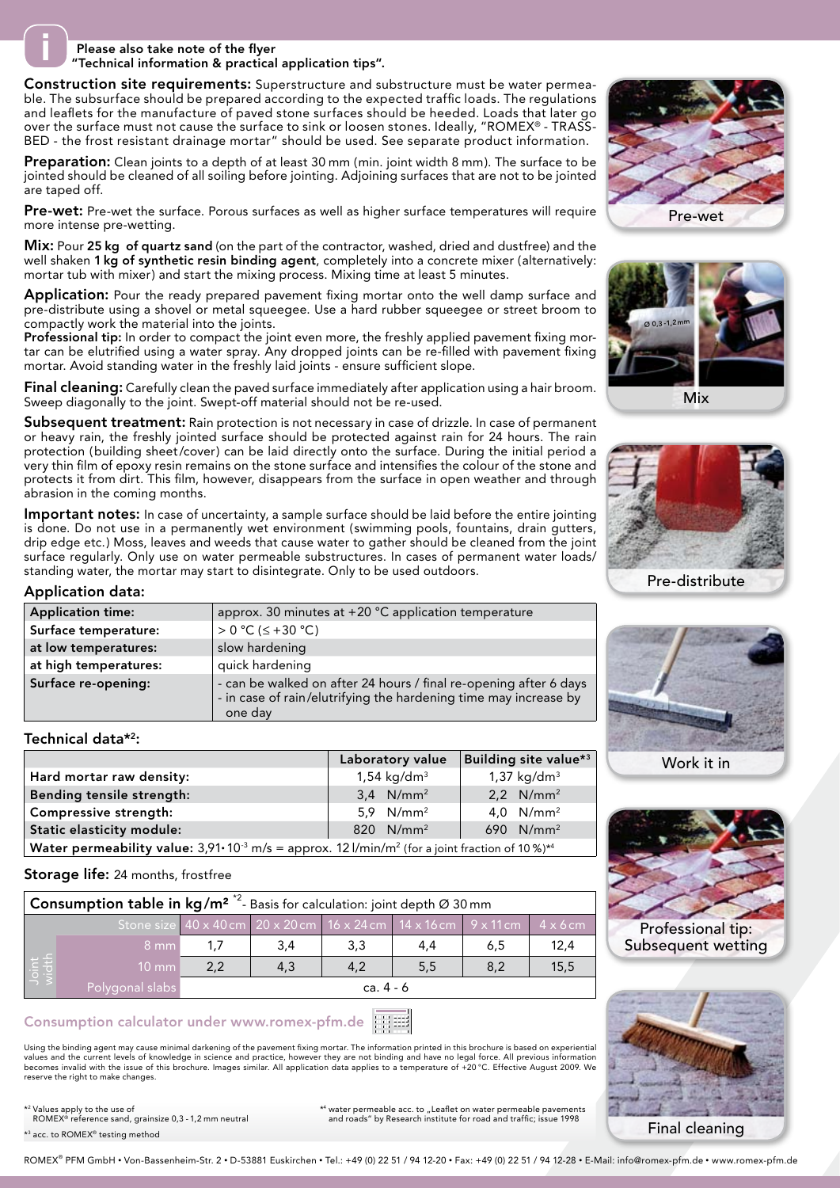**Please also take note of the flyer "Technical information & practical application tips".**

**Construction site requirements:** Superstructure and substructure must be water permeable. The subsurface should be prepared according to the expected traffic loads. The regulations and leaflets for the manufacture of paved stone surfaces should be heeded. Loads that later go over the surface must not cause the surface to sink or loosen stones. Ideally, "ROMEX® - TRASS-BED - the frost resistant drainage mortar" should be used. See separate product information.

**Preparation:** Clean joints to a depth of at least 30 mm (min. joint width 8 mm). The surface to be jointed should be cleaned of all soiling before jointing. Adjoining surfaces that are not to be jointed are taped off.

**Pre-wet:** Pre-wet the surface. Porous surfaces as well as higher surface temperatures will require more intense pre-wetting.

**Mix:** Pour **25 kg of quartz sand** (on the part of the contractor, washed, dried and dustfree) and the well shaken **1 kg of synthetic resin binding agent**, completely into a concrete mixer (alternatively: mortar tub with mixer) and start the mixing process. Mixing time at least 5 minutes.

**Application:** Pour the ready prepared pavement fixing mortar onto the well damp surface and pre-distribute using a shovel or metal squeegee. Use a hard rubber squeegee or street broom to compactly work the material into the joints.
**Professional tip:** In order to compact the joint even more, the freshly applied pavement fixing mortar can be elutrified using a water spray. Any dropped joints can be re-filled with pavement fixing mortar. Avoid standing water in the freshly laid joints - ensure sufficient slope.

**Final cleaning:** Carefully clean the paved surface immediately after application using a hair broom. Sweep diagonally to the joint. Swept-off material should not be re-used.

**Subsequent treatment:** Rain protection is not necessary in case of drizzle. In case of permanent or heavy rain, the freshly jointed surface should be protected against rain for 24 hours. The rain protection (building sheet/cover) can be laid directly onto the surface. During the initial period a very thin film of epoxy resin remains on the stone surface and intensifies the colour of the stone and protects it from dirt. This film, however, disappears from the surface in open weather and through abrasion in the coming months.

**Important notes:** In case of uncertainty, a sample surface should be laid before the entire jointing is done. Do not use in a permanently wet environment (swimming pools, fountains, drain gutters, drip edge etc.) Moss, leaves and weeds that cause water to gather should be cleaned from the joint surface regularly. Only use on water permeable substructures. In cases of permanent water loads/ standing water, the mortar may start to disintegrate. Only to be used outdoors.

Pre-wet

Mix

Pre-distribute

Work it in

Professional tip: Subsequent wetting

Final cleaning

## Application data:

| | |
|---|---|
| **Application time:** | approx. 30 minutes at +20 °C application temperature |
| **Surface temperature:** | > 0 °C (≤ +30 °C) |
| **at low temperatures:** | slow hardening |
| **at high temperatures:** | quick hardening |
| **Surface re-opening:** | - can be walked on after 24 hours / final re-opening after 6 days<br>- in case of rain/elutrifying the hardening time may increase by one day |

## Technical data*[2]:

| | Laboratory value | Building site value*[3] |
|---|---|---|
| **Hard mortar raw density:** | 1,54 kg/dm³ | 1,37 kg/dm³ |
| **Bending tensile strength:** | 3,4 N/mm² | 2,2 N/mm² |
| **Compressive strength:** | 5,9 N/mm² | 4,0 N/mm² |
| **Static elasticity module:** | 820 N/mm² | 690 N/mm² |
| **Water permeability value:** $3{,}91 \cdot 10^{-3}$ m/s = approx. 12 l/min/m² (for a joint fraction of 10 %)*[4] | | |

**Storage life:** 24 months, frostfree

## Consumption table in kg/m² *[2] - Basis for calculation: joint depth Ø 30 mm

| Joint width | Stone size | 40 x 40 cm | 20 x 20 cm | 16 x 24 cm | 14 x 16 cm | 9 x 11 cm | 4 x 6 cm |
|---|---|---|---|---|---|---|---|
| | 8 mm | 1,7 | 3,4 | 3,3 | 4,4 | 6,5 | 12,4 |
| | 10 mm | 2,2 | 4,3 | 4,2 | 5,5 | 8,2 | 15,5 |
| | Polygonal slabs | ca. 4 - 6 | | | | | |

**Consumption calculator under www.romex-pfm.de**

Using the binding agent may cause minimal darkening of the pavement fixing mortar. The information printed in this brochure is based on experiential values and the current levels of knowledge in science and practice, however they are not binding and have no legal force. All previous information becomes invalid with the issue of this brochure. Images similar. All application data applies to a temperature of +20 °C. Effective August 2009. We reserve the right to make changes.

*[2] Values apply to the use of ROMEX® reference sand, grainsize 0,3 - 1,2 mm neutral

*[3] acc. to ROMEX® testing method

*[4] water permeable acc. to „Leaflet on water permeable pavements and roads" by Research institute for road and traffic; issue 1998

ROMEX® PFM GmbH • Von-Bassenheim-Str. 2 • D-53881 Euskirchen • Tel.: +49 (0) 22 51 / 94 12-20 • Fax: +49 (0) 22 51 / 94 12-28 • E-Mail: info@romex-pfm.de • www.romex-pfm.de